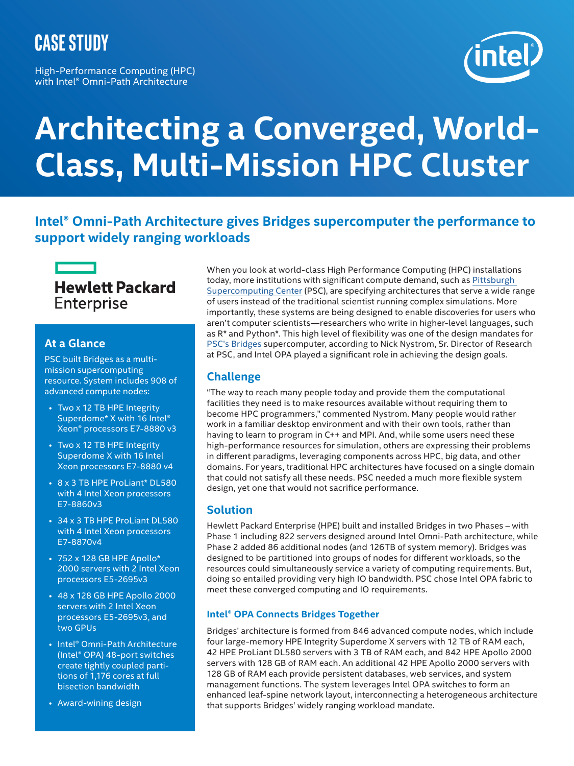# CASE STUDY

High-Performance Computing (HPC) with Intel® Omni-Path Architecture

# Architecting a Converged, World-Class, Multi-Mission HPC Cluster

## Intel® Omni-Path Architecture gives Bridges supercomputer the performance to support widely ranging workloads

Hewlett Packard Enterprise

### At a Glance

PSC built Bridges as a multi-mission supercomputing resource. System includes 908 of advanced compute nodes:

- Two x 12 TB HPE Integrity Superdome* X with 16 Intel® Xeon® processors E7-8880 v3
- Two x 12 TB HPE Integrity Superdome X with 16 Intel Xeon processors E7-8880 v4
- 8 x 3 TB HPE ProLiant* DL580 with 4 Intel Xeon processors E7-8860v3
- 34 x 3 TB HPE ProLiant DL580 with 4 Intel Xeon processors E7-8870v4
- 752 x 128 GB HPE Apollo* 2000 servers with 2 Intel Xeon processors E5-2695v3
- 48 x 128 GB HPE Apollo 2000 servers with 2 Intel Xeon processors E5-2695v3, and two GPUs
- Intel® Omni-Path Architecture (Intel® OPA) 48-port switches create tightly coupled partitions of 1,176 cores at full bisection bandwidth
- Award-wining design

When you look at world-class High Performance Computing (HPC) installations today, more institutions with significant compute demand, such as Pittsburgh Supercomputing Center (PSC), are specifying architectures that serve a wide range of users instead of the traditional scientist running complex simulations. More importantly, these systems are being designed to enable discoveries for users who aren't computer scientists—researchers who write in higher-level languages, such as R* and Python*. This high level of flexibility was one of the design mandates for PSC's Bridges supercomputer, according to Nick Nystrom, Sr. Director of Research at PSC, and Intel OPA played a significant role in achieving the design goals.

## Challenge

"The way to reach many people today and provide them the computational facilities they need is to make resources available without requiring them to become HPC programmers," commented Nystrom. Many people would rather work in a familiar desktop environment and with their own tools, rather than having to learn to program in C++ and MPI. And, while some users need these high-performance resources for simulation, others are expressing their problems in different paradigms, leveraging components across HPC, big data, and other domains. For years, traditional HPC architectures have focused on a single domain that could not satisfy all these needs. PSC needed a much more flexible system design, yet one that would not sacrifice performance.

## Solution

Hewlett Packard Enterprise (HPE) built and installed Bridges in two Phases – with Phase 1 including 822 servers designed around Intel Omni-Path architecture, while Phase 2 added 86 additional nodes (and 126TB of system memory). Bridges was designed to be partitioned into groups of nodes for different workloads, so the resources could simultaneously service a variety of computing requirements. But, doing so entailed providing very high IO bandwidth. PSC chose Intel OPA fabric to meet these converged computing and IO requirements.

### Intel® OPA Connects Bridges Together

Bridges' architecture is formed from 846 advanced compute nodes, which include four large-memory HPE Integrity Superdome X servers with 12 TB of RAM each, 42 HPE ProLiant DL580 servers with 3 TB of RAM each, and 842 HPE Apollo 2000 servers with 128 GB of RAM each. An additional 42 HPE Apollo 2000 servers with 128 GB of RAM each provide persistent databases, web services, and system management functions. The system leverages Intel OPA switches to form an enhanced leaf-spine network layout, interconnecting a heterogeneous architecture that supports Bridges' widely ranging workload mandate.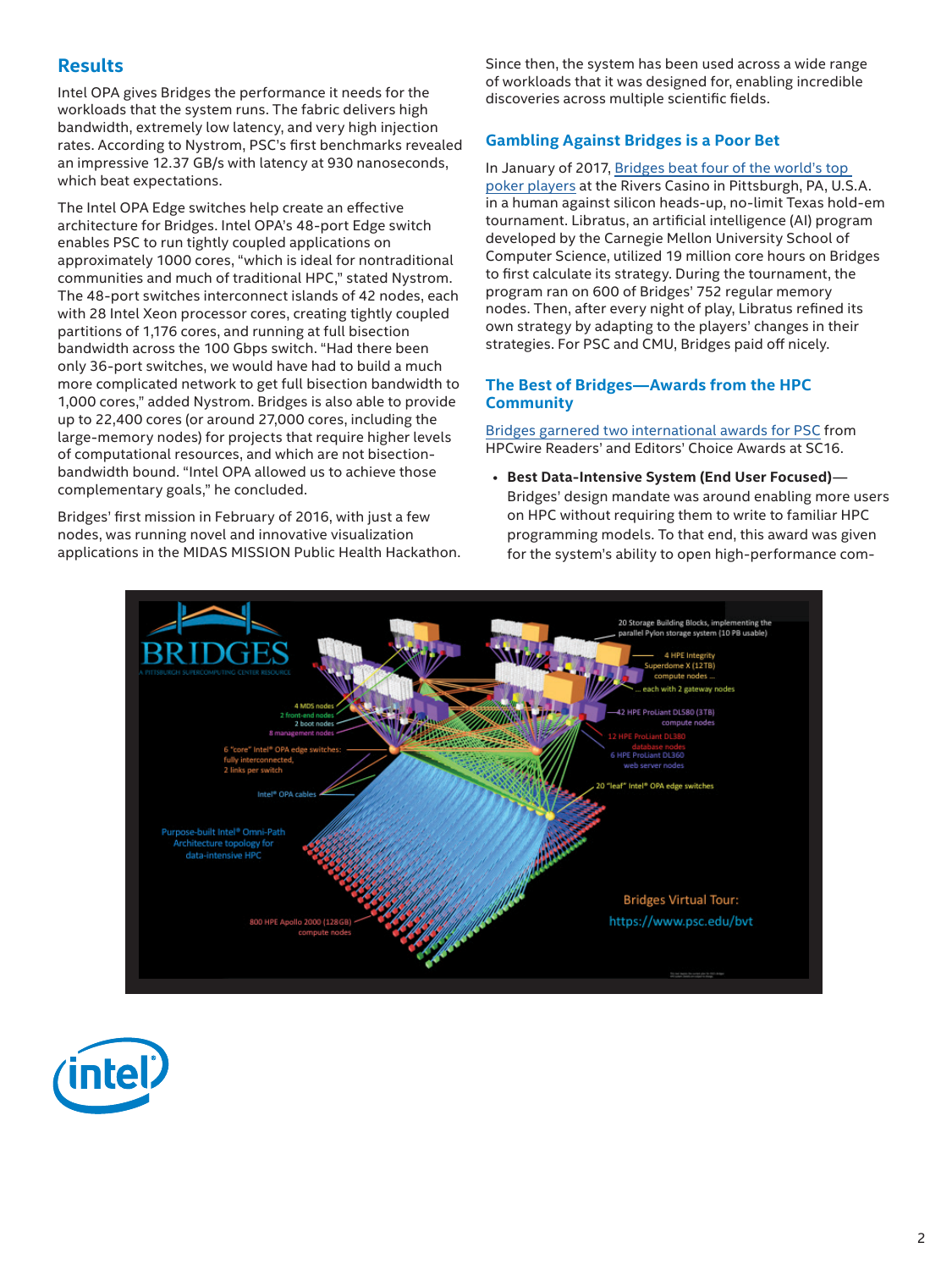## Results

Intel OPA gives Bridges the performance it needs for the workloads that the system runs. The fabric delivers high bandwidth, extremely low latency, and very high injection rates. According to Nystrom, PSC's first benchmarks revealed an impressive 12.37 GB/s with latency at 930 nanoseconds, which beat expectations.

The Intel OPA Edge switches help create an effective architecture for Bridges. Intel OPA's 48-port Edge switch enables PSC to run tightly coupled applications on approximately 1000 cores, "which is ideal for nontraditional communities and much of traditional HPC," stated Nystrom. The 48-port switches interconnect islands of 42 nodes, each with 28 Intel Xeon processor cores, creating tightly coupled partitions of 1,176 cores, and running at full bisection bandwidth across the 100 Gbps switch. "Had there been only 36-port switches, we would have had to build a much more complicated network to get full bisection bandwidth to 1,000 cores," added Nystrom. Bridges is also able to provide up to 22,400 cores (or around 27,000 cores, including the large-memory nodes) for projects that require higher levels of computational resources, and which are not bisection-bandwidth bound. "Intel OPA allowed us to achieve those complementary goals," he concluded.

Bridges' first mission in February of 2016, with just a few nodes, was running novel and innovative visualization applications in the MIDAS MISSION Public Health Hackathon. Since then, the system has been used across a wide range of workloads that it was designed for, enabling incredible discoveries across multiple scientific fields.

## Gambling Against Bridges is a Poor Bet

In January of 2017, Bridges beat four of the world's top poker players at the Rivers Casino in Pittsburgh, PA, U.S.A. in a human against silicon heads-up, no-limit Texas hold-em tournament. Libratus, an artificial intelligence (AI) program developed by the Carnegie Mellon University School of Computer Science, utilized 19 million core hours on Bridges to first calculate its strategy. During the tournament, the program ran on 600 of Bridges' 752 regular memory nodes. Then, after every night of play, Libratus refined its own strategy by adapting to the players' changes in their strategies. For PSC and CMU, Bridges paid off nicely.

## The Best of Bridges—Awards from the HPC Community

Bridges garnered two international awards for PSC from HPCwire Readers' and Editors' Choice Awards at SC16.

- **Best Data-Intensive System (End User Focused)**—Bridges' design mandate was around enabling more users on HPC without requiring them to write to familiar HPC programming models. To that end, this award was given for the system's ability to open high-performance com-

BRIDGES
A PITTSBURGH SUPERCOMPUTING CENTER RESOURCE

20 Storage Building Blocks, implementing the parallel Pylon storage system (10 PB usable)

4 HPE Integrity Superdome X (12TB) compute nodes ...

... each with 2 gateway nodes

42 HPE ProLiant DL580 (3TB) compute nodes

12 HPE ProLiant DL380 database nodes

6 HPE ProLiant DL360 web server nodes

4 MDS nodes
2 front-end nodes
2 boot nodes
8 management nodes

6 "core" Intel® OPA edge switches: fully interconnected, 2 links per switch

Intel® OPA cables

20 "leaf" Intel® OPA edge switches

Purpose-built Intel® Omni-Path Architecture topology for data-intensive HPC

800 HPE Apollo 2000 (128GB) compute nodes

Bridges Virtual Tour:
https://www.psc.edu/bvt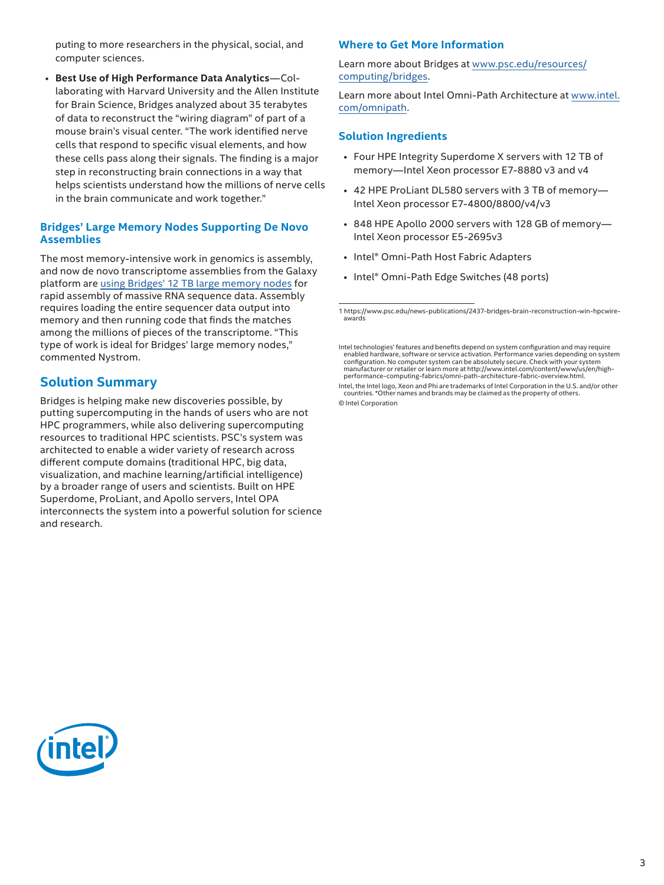puting to more researchers in the physical, social, and computer sciences.

- **Best Use of High Performance Data Analytics**—Collaborating with Harvard University and the Allen Institute for Brain Science, Bridges analyzed about 35 terabytes of data to reconstruct the "wiring diagram" of part of a mouse brain's visual center. "The work identified nerve cells that respond to specific visual elements, and how these cells pass along their signals. The finding is a major step in reconstructing brain connections in a way that helps scientists understand how the millions of nerve cells in the brain communicate and work together."

### Bridges' Large Memory Nodes Supporting De Novo Assemblies

The most memory-intensive work in genomics is assembly, and now de novo transcriptome assemblies from the Galaxy platform are using Bridges' 12 TB large memory nodes for rapid assembly of massive RNA sequence data. Assembly requires loading the entire sequencer data output into memory and then running code that finds the matches among the millions of pieces of the transcriptome. "This type of work is ideal for Bridges' large memory nodes," commented Nystrom.

## Solution Summary

Bridges is helping make new discoveries possible, by putting supercomputing in the hands of users who are not HPC programmers, while also delivering supercomputing resources to traditional HPC scientists. PSC's system was architected to enable a wider variety of research across different compute domains (traditional HPC, big data, visualization, and machine learning/artificial intelligence) by a broader range of users and scientists. Built on HPE Superdome, ProLiant, and Apollo servers, Intel OPA interconnects the system into a powerful solution for science and research.

### Where to Get More Information

Learn more about Bridges at www.psc.edu/resources/computing/bridges.

Learn more about Intel Omni-Path Architecture at www.intel.com/omnipath.

### Solution Ingredients

- Four HPE Integrity Superdome X servers with 12 TB of memory—Intel Xeon processor E7-8880 v3 and v4
- 42 HPE ProLiant DL580 servers with 3 TB of memory—Intel Xeon processor E7-4800/8800/v4/v3
- 848 HPE Apollo 2000 servers with 128 GB of memory—Intel Xeon processor E5-2695v3
- Intel® Omni-Path Host Fabric Adapters
- Intel® Omni-Path Edge Switches (48 ports)

1 https://www.psc.edu/news-publications/2437-bridges-brain-reconstruction-win-hpcwire-awards

Intel technologies' features and benefits depend on system configuration and may require enabled hardware, software or service activation. Performance varies depending on system configuration. No computer system can be absolutely secure. Check with your system manufacturer or retailer or learn more at http://www.intel.com/content/www/us/en/high-performance-computing-fabrics/omni-path-architecture-fabric-overview.html.

Intel, the Intel logo, Xeon and Phi are trademarks of Intel Corporation in the U.S. and/or other countries. *Other names and brands may be claimed as the property of others.

© Intel Corporation